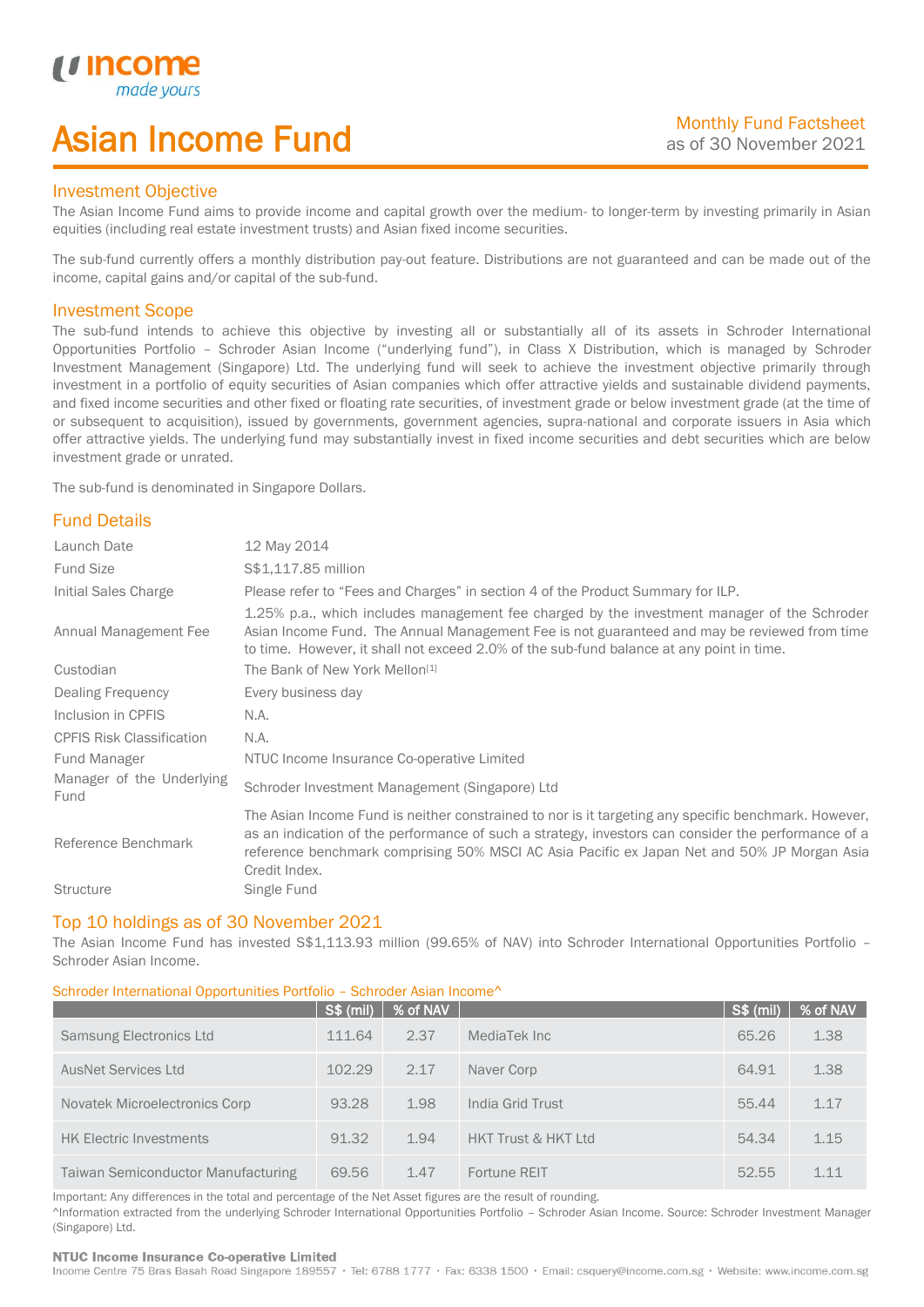# Asian Income Fund

Monthly Fund Factsheet
as of 30 November 2021

## Investment Objective

The Asian Income Fund aims to provide income and capital growth over the medium- to longer-term by investing primarily in Asian equities (including real estate investment trusts) and Asian fixed income securities.

The sub-fund currently offers a monthly distribution pay-out feature. Distributions are not guaranteed and can be made out of the income, capital gains and/or capital of the sub-fund.

## Investment Scope

The sub-fund intends to achieve this objective by investing all or substantially all of its assets in Schroder International Opportunities Portfolio – Schroder Asian Income ("underlying fund"), in Class X Distribution, which is managed by Schroder Investment Management (Singapore) Ltd. The underlying fund will seek to achieve the investment objective primarily through investment in a portfolio of equity securities of Asian companies which offer attractive yields and sustainable dividend payments, and fixed income securities and other fixed or floating rate securities, of investment grade or below investment grade (at the time of or subsequent to acquisition), issued by governments, government agencies, supra-national and corporate issuers in Asia which offer attractive yields. The underlying fund may substantially invest in fixed income securities and debt securities which are below investment grade or unrated.

The sub-fund is denominated in Singapore Dollars.

## Fund Details

| | |
|---|---|
| Launch Date | 12 May 2014 |
| Fund Size | S$1,117.85 million |
| Initial Sales Charge | Please refer to "Fees and Charges" in section 4 of the Product Summary for ILP. |
| Annual Management Fee | 1.25% p.a., which includes management fee charged by the investment manager of the Schroder Asian Income Fund. The Annual Management Fee is not guaranteed and may be reviewed from time to time. However, it shall not exceed 2.0% of the sub-fund balance at any point in time. |
| Custodian | The Bank of New York Mellon[1] |
| Dealing Frequency | Every business day |
| Inclusion in CPFIS | N.A. |
| CPFIS Risk Classification | N.A. |
| Fund Manager | NTUC Income Insurance Co-operative Limited |
| Manager of the Underlying Fund | Schroder Investment Management (Singapore) Ltd |
| Reference Benchmark | The Asian Income Fund is neither constrained to nor is it targeting any specific benchmark. However, as an indication of the performance of such a strategy, investors can consider the performance of a reference benchmark comprising 50% MSCI AC Asia Pacific ex Japan Net and 50% JP Morgan Asia Credit Index. |
| Structure | Single Fund |

## Top 10 holdings as of 30 November 2021

The Asian Income Fund has invested S$1,113.93 million (99.65% of NAV) into Schroder International Opportunities Portfolio – Schroder Asian Income.

Schroder International Opportunities Portfolio – Schroder Asian Income^

| | S$ (mil) | % of NAV | | S$ (mil) | % of NAV |
|---|---|---|---|---|---|
| Samsung Electronics Ltd | 111.64 | 2.37 | MediaTek Inc | 65.26 | 1.38 |
| AusNet Services Ltd | 102.29 | 2.17 | Naver Corp | 64.91 | 1.38 |
| Novatek Microelectronics Corp | 93.28 | 1.98 | India Grid Trust | 55.44 | 1.17 |
| HK Electric Investments | 91.32 | 1.94 | HKT Trust & HKT Ltd | 54.34 | 1.15 |
| Taiwan Semiconductor Manufacturing | 69.56 | 1.47 | Fortune REIT | 52.55 | 1.11 |

Important: Any differences in the total and percentage of the Net Asset figures are the result of rounding.

^Information extracted from the underlying Schroder International Opportunities Portfolio – Schroder Asian Income. Source: Schroder Investment Manager (Singapore) Ltd.

**NTUC Income Insurance Co-operative Limited**
Income Centre 75 Bras Basah Road Singapore 189557 • Tel: 6788 1777 • Fax: 6338 1500 • Email: csquery@income.com.sg • Website: www.income.com.sg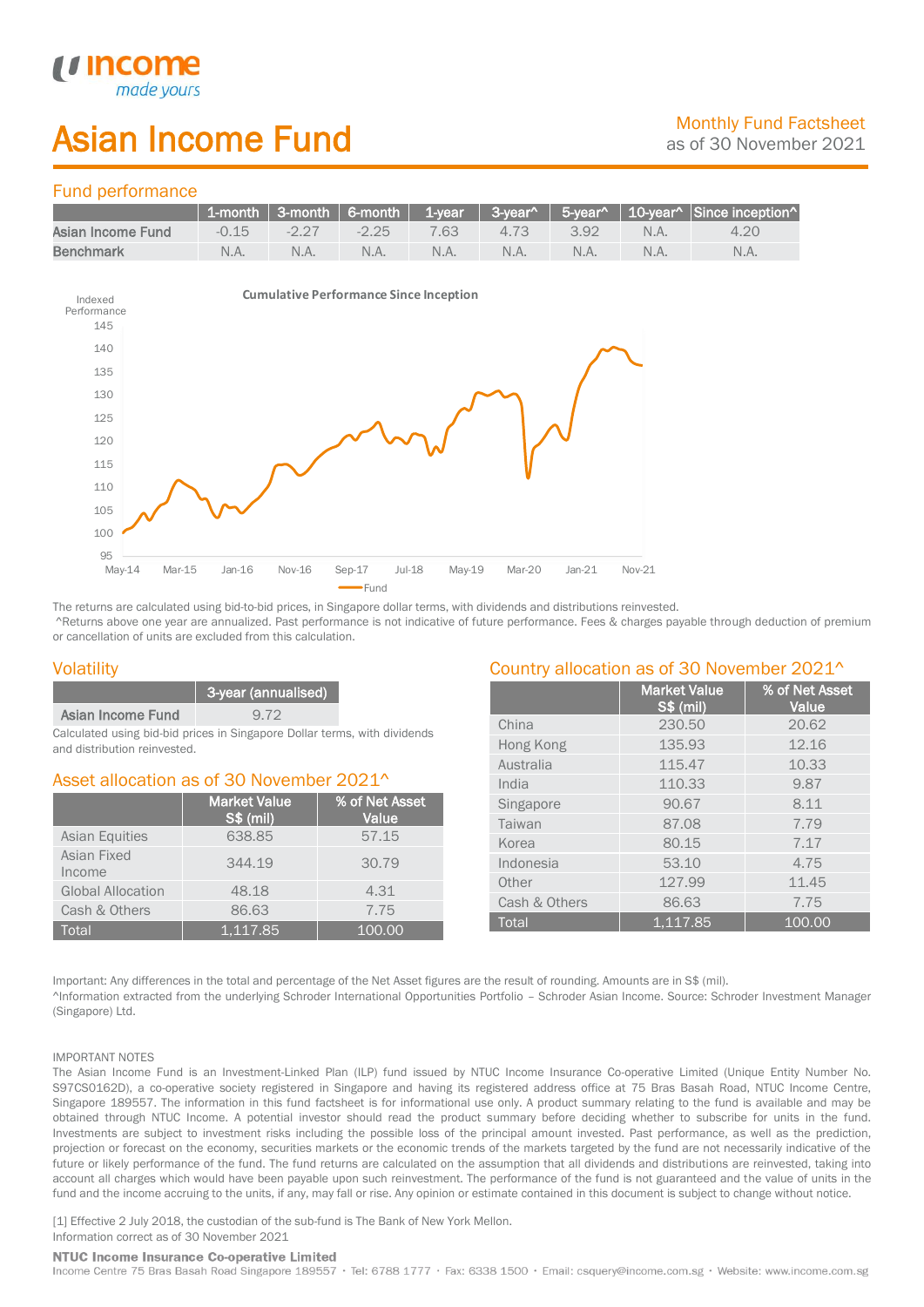income made yours

# Asian Income Fund

Monthly Fund Factsheet
as of 30 November 2021

## Fund performance

| | 1-month | 3-month | 6-month | 1-year | 3-year^ | 5-year^ | 10-year^ | Since inception^ |
|---|---|---|---|---|---|---|---|---|
| Asian Income Fund | -0.15 | -2.27 | -2.25 | 7.63 | 4.73 | 3.92 | N.A. | 4.20 |
| Benchmark | N.A. | N.A. | N.A. | N.A. | N.A. | N.A. | N.A. | N.A. |

Cumulative Performance Since Inception

Indexed Performance

145
140
135
130
125
120
115
110
105
100
95

May-14 Mar-15 Jan-16 Nov-16 Sep-17 Jul-18 May-19 Mar-20 Jan-21 Nov-21

Fund

The returns are calculated using bid-to-bid prices, in Singapore dollar terms, with dividends and distributions reinvested.
^Returns above one year are annualized. Past performance is not indicative of future performance. Fees & charges payable through deduction of premium or cancellation of units are excluded from this calculation.

## Volatility

| | 3-year (annualised) |
|---|---|
| Asian Income Fund | 9.72 |

Calculated using bid-bid prices in Singapore Dollar terms, with dividends and distribution reinvested.

## Asset allocation as of 30 November 2021^

| | Market Value S$ (mil) | % of Net Asset Value |
|---|---|---|
| Asian Equities | 638.85 | 57.15 |
| Asian Fixed Income | 344.19 | 30.79 |
| Global Allocation | 48.18 | 4.31 |
| Cash & Others | 86.63 | 7.75 |
| Total | 1,117.85 | 100.00 |

## Country allocation as of 30 November 2021^

| | Market Value S$ (mil) | % of Net Asset Value |
|---|---|---|
| China | 230.50 | 20.62 |
| Hong Kong | 135.93 | 12.16 |
| Australia | 115.47 | 10.33 |
| India | 110.33 | 9.87 |
| Singapore | 90.67 | 8.11 |
| Taiwan | 87.08 | 7.79 |
| Korea | 80.15 | 7.17 |
| Indonesia | 53.10 | 4.75 |
| Other | 127.99 | 11.45 |
| Cash & Others | 86.63 | 7.75 |
| Total | 1,117.85 | 100.00 |

Important: Any differences in the total and percentage of the Net Asset figures are the result of rounding. Amounts are in S$ (mil).
^Information extracted from the underlying Schroder International Opportunities Portfolio – Schroder Asian Income. Source: Schroder Investment Manager (Singapore) Ltd.

IMPORTANT NOTES
The Asian Income Fund is an Investment-Linked Plan (ILP) fund issued by NTUC Income Insurance Co-operative Limited (Unique Entity Number No. S97CS0162D), a co-operative society registered in Singapore and having its registered address office at 75 Bras Basah Road, NTUC Income Centre, Singapore 189557. The information in this fund factsheet is for informational use only. A product summary relating to the fund is available and may be obtained through NTUC Income. A potential investor should read the product summary before deciding whether to subscribe for units in the fund. Investments are subject to investment risks including the possible loss of the principal amount invested. Past performance, as well as the prediction, projection or forecast on the economy, securities markets or the economic trends of the markets targeted by the fund are not necessarily indicative of the future or likely performance of the fund. The fund returns are calculated on the assumption that all dividends and distributions are reinvested, taking into account all charges which would have been payable upon such reinvestment. The performance of the fund is not guaranteed and the value of units in the fund and the income accruing to the units, if any, may fall or rise. Any opinion or estimate contained in this document is subject to change without notice.

[1] Effective 2 July 2018, the custodian of the sub-fund is The Bank of New York Mellon.
Information correct as of 30 November 2021

**NTUC Income Insurance Co-operative Limited**
Income Centre 75 Bras Basah Road Singapore 189557 · Tel: 6788 1777 · Fax: 6338 1500 · Email: csquery@income.com.sg · Website: www.income.com.sg